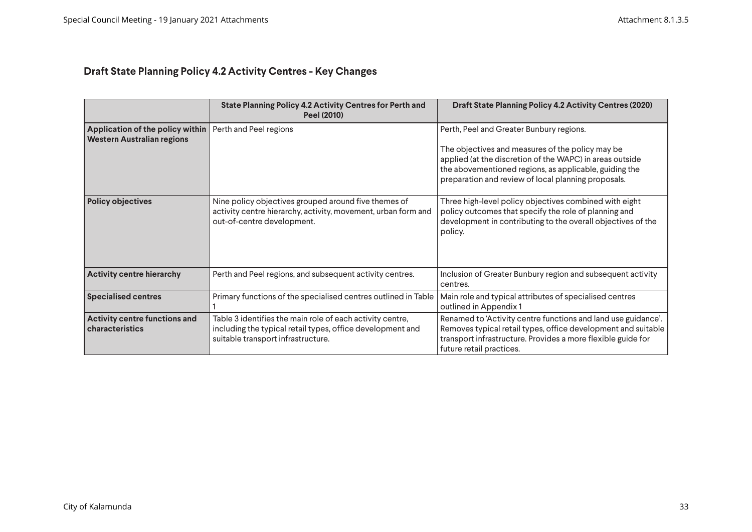## Draft State Planning Policy 4.2 Activity Centres - Key Changes

| | State Planning Policy 4.2 Activity Centres for Perth and Peel (2010) | Draft State Planning Policy 4.2 Activity Centres (2020) |
|---|---|---|
| **Application of the policy within Western Australian regions** | Perth and Peel regions | Perth, Peel and Greater Bunbury regions.<br><br>The objectives and measures of the policy may be applied (at the discretion of the WAPC) in areas outside the abovementioned regions, as applicable, guiding the preparation and review of local planning proposals. |
| **Policy objectives** | Nine policy objectives grouped around five themes of activity centre hierarchy, activity, movement, urban form and out-of-centre development. | Three high-level policy objectives combined with eight policy outcomes that specify the role of planning and development in contributing to the overall objectives of the policy. |
| **Activity centre hierarchy** | Perth and Peel regions, and subsequent activity centres. | Inclusion of Greater Bunbury region and subsequent activity centres. |
| **Specialised centres** | Primary functions of the specialised centres outlined in Table 1 | Main role and typical attributes of specialised centres outlined in Appendix 1 |
| **Activity centre functions and characteristics** | Table 3 identifies the main role of each activity centre, including the typical retail types, office development and suitable transport infrastructure. | Renamed to 'Activity centre functions and land use guidance'. Removes typical retail types, office development and suitable transport infrastructure. Provides a more flexible guide for future retail practices. |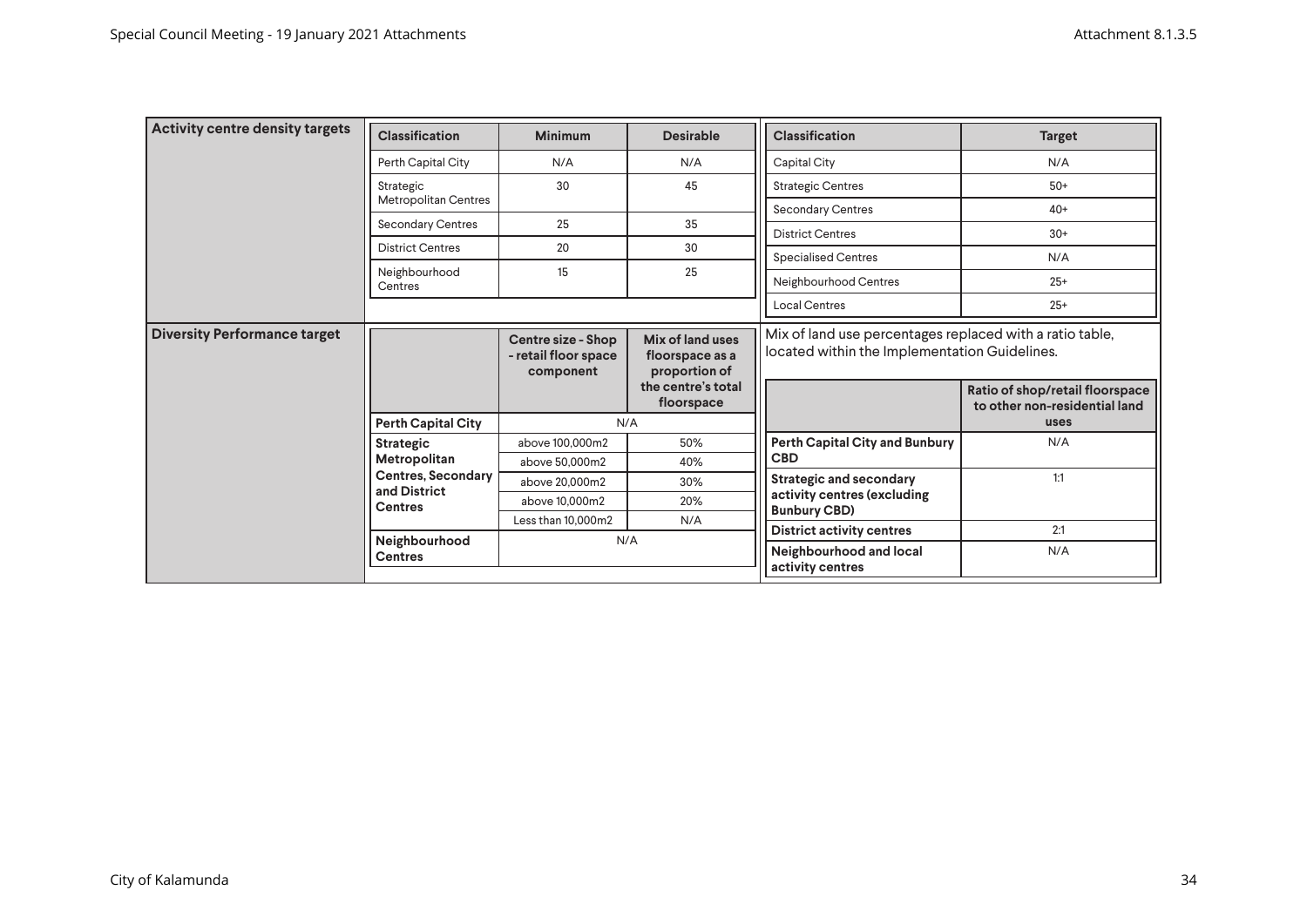| | | | | | |
|---|---|---|---|---|---|
| **Activity centre density targets** | | | | | |
| | **Classification** | **Minimum** | **Desirable** | **Classification** | **Target** |
| | Perth Capital City | N/A | N/A | Capital City | N/A |
| | Strategic Metropolitan Centres | 30 | 45 | Strategic Centres | 50+ |
| | | | | Secondary Centres | 40+ |
| | Secondary Centres | 25 | 35 | District Centres | 30+ |
| | District Centres | 20 | 30 | Specialised Centres | N/A |
| | Neighbourhood Centres | 15 | 25 | Neighbourhood Centres | 25+ |
| | | | | Local Centres | 25+ |
| **Diversity Performance target** | | | | Mix of land use percentages replaced with a ratio table, located within the Implementation Guidelines. | |
| | | **Centre size - Shop - retail floor space component** | **Mix of land uses floorspace as a proportion of the centre's total floorspace** | | **Ratio of shop/retail floorspace to other non-residential land uses** |
| | **Perth Capital City** | N/A | | **Perth Capital City and Bunbury CBD** | N/A |
| | **Strategic Metropolitan Centres, Secondary and District Centres** | above 100,000m2 | 50% | | |
| | | above 50,000m2 | 40% | | |
| | | above 20,000m2 | 30% | **Strategic and secondary activity centres (excluding Bunbury CBD)** | 1:1 |
| | | above 10,000m2 | 20% | | |
| | | Less than 10,000m2 | N/A | **District activity centres** | 2:1 |
| | **Neighbourhood Centres** | N/A | | **Neighbourhood and local activity centres** | N/A |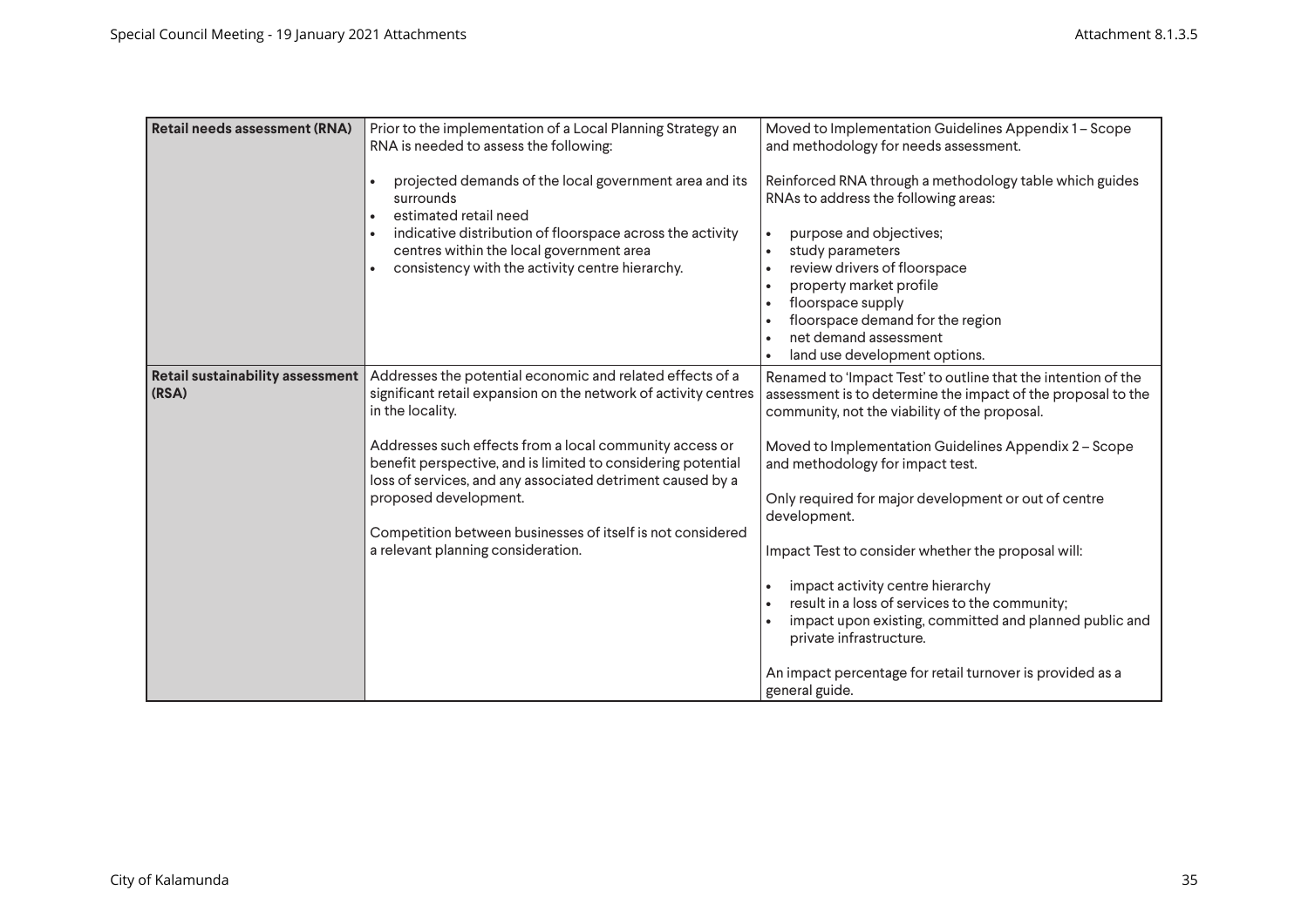| Retail needs assessment (RNA) | Prior to the implementation of a Local Planning Strategy an RNA is needed to assess the following:<br><br>• projected demands of the local government area and its surrounds<br>• estimated retail need<br>• indicative distribution of floorspace across the activity centres within the local government area<br>• consistency with the activity centre hierarchy. | Moved to Implementation Guidelines Appendix 1 – Scope and methodology for needs assessment.<br><br>Reinforced RNA through a methodology table which guides RNAs to address the following areas:<br><br>• purpose and objectives;<br>• study parameters<br>• review drivers of floorspace<br>• property market profile<br>• floorspace supply<br>• floorspace demand for the region<br>• net demand assessment<br>• land use development options. |
|---|---|---|
| **Retail sustainability assessment (RSA)** | Addresses the potential economic and related effects of a significant retail expansion on the network of activity centres in the locality.<br><br>Addresses such effects from a local community access or benefit perspective, and is limited to considering potential loss of services, and any associated detriment caused by a proposed development.<br><br>Competition between businesses of itself is not considered a relevant planning consideration. | Renamed to 'Impact Test' to outline that the intention of the assessment is to determine the impact of the proposal to the community, not the viability of the proposal.<br><br>Moved to Implementation Guidelines Appendix 2 – Scope and methodology for impact test.<br><br>Only required for major development or out of centre development.<br><br>Impact Test to consider whether the proposal will:<br><br>• impact activity centre hierarchy<br>• result in a loss of services to the community;<br>• impact upon existing, committed and planned public and private infrastructure.<br><br>An impact percentage for retail turnover is provided as a general guide. |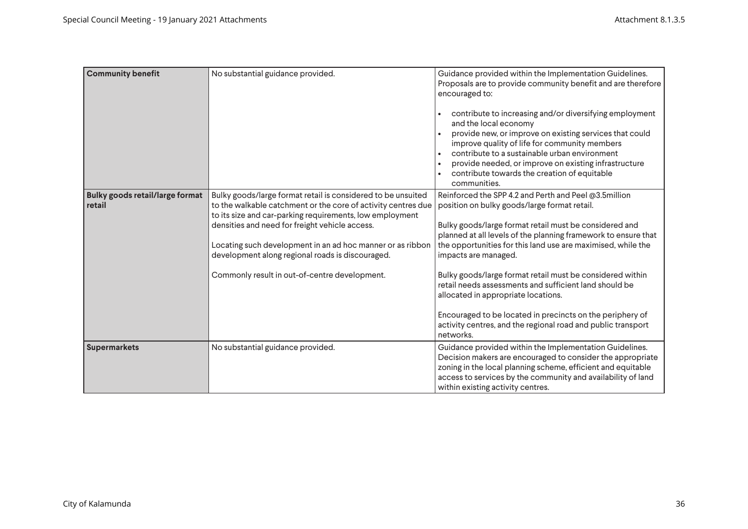| | | |
|---|---|---|
| **Community benefit** | No substantial guidance provided. | Guidance provided within the Implementation Guidelines. Proposals are to provide community benefit and are therefore encouraged to:<br><br>• contribute to increasing and/or diversifying employment and the local economy<br>• provide new, or improve on existing services that could improve quality of life for community members<br>• contribute to a sustainable urban environment<br>• provide needed, or improve on existing infrastructure<br>• contribute towards the creation of equitable communities. |
| **Bulky goods retail/large format retail** | Bulky goods/large format retail is considered to be unsuited to the walkable catchment or the core of activity centres due to its size and car-parking requirements, low employment densities and need for freight vehicle access.<br><br>Locating such development in an ad hoc manner or as ribbon development along regional roads is discouraged.<br><br>Commonly result in out-of-centre development. | Reinforced the SPP 4.2 and Perth and Peel @3.5million position on bulky goods/large format retail.<br><br>Bulky goods/large format retail must be considered and planned at all levels of the planning framework to ensure that the opportunities for this land use are maximised, while the impacts are managed.<br><br>Bulky goods/large format retail must be considered within retail needs assessments and sufficient land should be allocated in appropriate locations.<br><br>Encouraged to be located in precincts on the periphery of activity centres, and the regional road and public transport networks. |
| **Supermarkets** | No substantial guidance provided. | Guidance provided within the Implementation Guidelines. Decision makers are encouraged to consider the appropriate zoning in the local planning scheme, efficient and equitable access to services by the community and availability of land within existing activity centres. |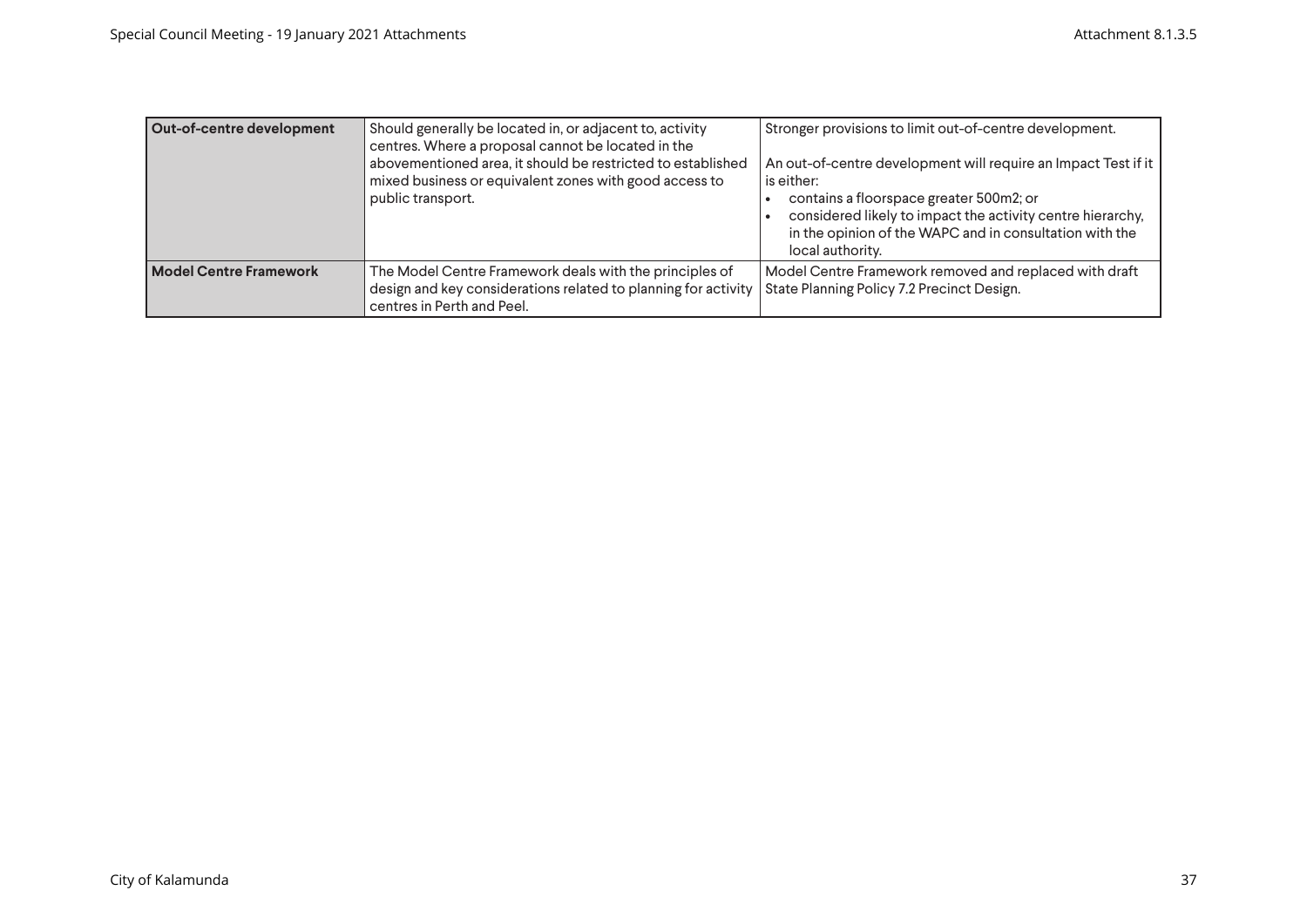| | | |
|---|---|---|
| **Out-of-centre development** | Should generally be located in, or adjacent to, activity centres. Where a proposal cannot be located in the abovementioned area, it should be restricted to established mixed business or equivalent zones with good access to public transport. | Stronger provisions to limit out-of-centre development.<br><br>An out-of-centre development will require an Impact Test if it is either:<br>• contains a floorspace greater 500m2; or<br>• considered likely to impact the activity centre hierarchy, in the opinion of the WAPC and in consultation with the local authority. |
| **Model Centre Framework** | The Model Centre Framework deals with the principles of design and key considerations related to planning for activity centres in Perth and Peel. | Model Centre Framework removed and replaced with draft State Planning Policy 7.2 Precinct Design. |